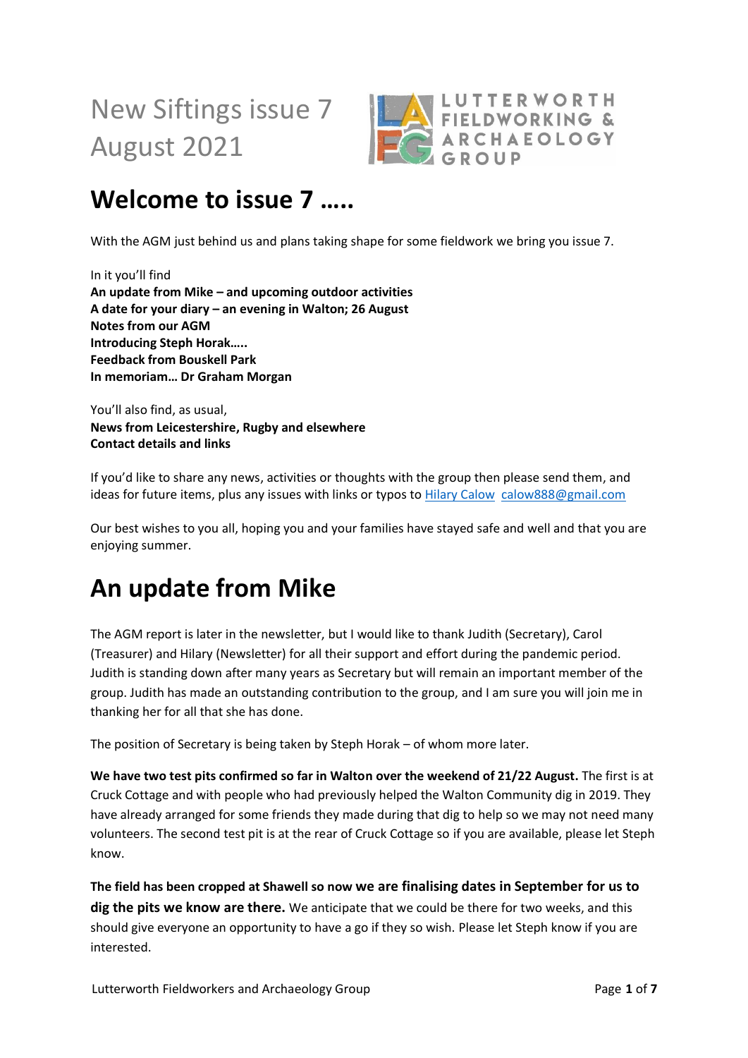New Siftings issue 7
August 2021

LUTTERWORTH FIELDWORKING & ARCHAEOLOGY GROUP

# Welcome to issue 7 …..

With the AGM just behind us and plans taking shape for some fieldwork we bring you issue 7.

In it you'll find
**An update from Mike – and upcoming outdoor activities**
**A date for your diary – an evening in Walton; 26 August**
**Notes from our AGM**
**Introducing Steph Horak…..**
**Feedback from Bouskell Park**
**In memoriam… Dr Graham Morgan**

You'll also find, as usual,
**News from Leicestershire, Rugby and elsewhere**
**Contact details and links**

If you'd like to share any news, activities or thoughts with the group then please send them, and ideas for future items, plus any issues with links or typos to Hilary Calow calow888@gmail.com

Our best wishes to you all, hoping you and your families have stayed safe and well and that you are enjoying summer.

# An update from Mike

The AGM report is later in the newsletter, but I would like to thank Judith (Secretary), Carol (Treasurer) and Hilary (Newsletter) for all their support and effort during the pandemic period. Judith is standing down after many years as Secretary but will remain an important member of the group. Judith has made an outstanding contribution to the group, and I am sure you will join me in thanking her for all that she has done.

The position of Secretary is being taken by Steph Horak – of whom more later.

**We have two test pits confirmed so far in Walton over the weekend of 21/22 August.** The first is at Cruck Cottage and with people who had previously helped the Walton Community dig in 2019. They have already arranged for some friends they made during that dig to help so we may not need many volunteers. The second test pit is at the rear of Cruck Cottage so if you are available, please let Steph know.

**The field has been cropped at Shawell so now we are finalising dates in September for us to dig the pits we know are there.** We anticipate that we could be there for two weeks, and this should give everyone an opportunity to have a go if they so wish. Please let Steph know if you are interested.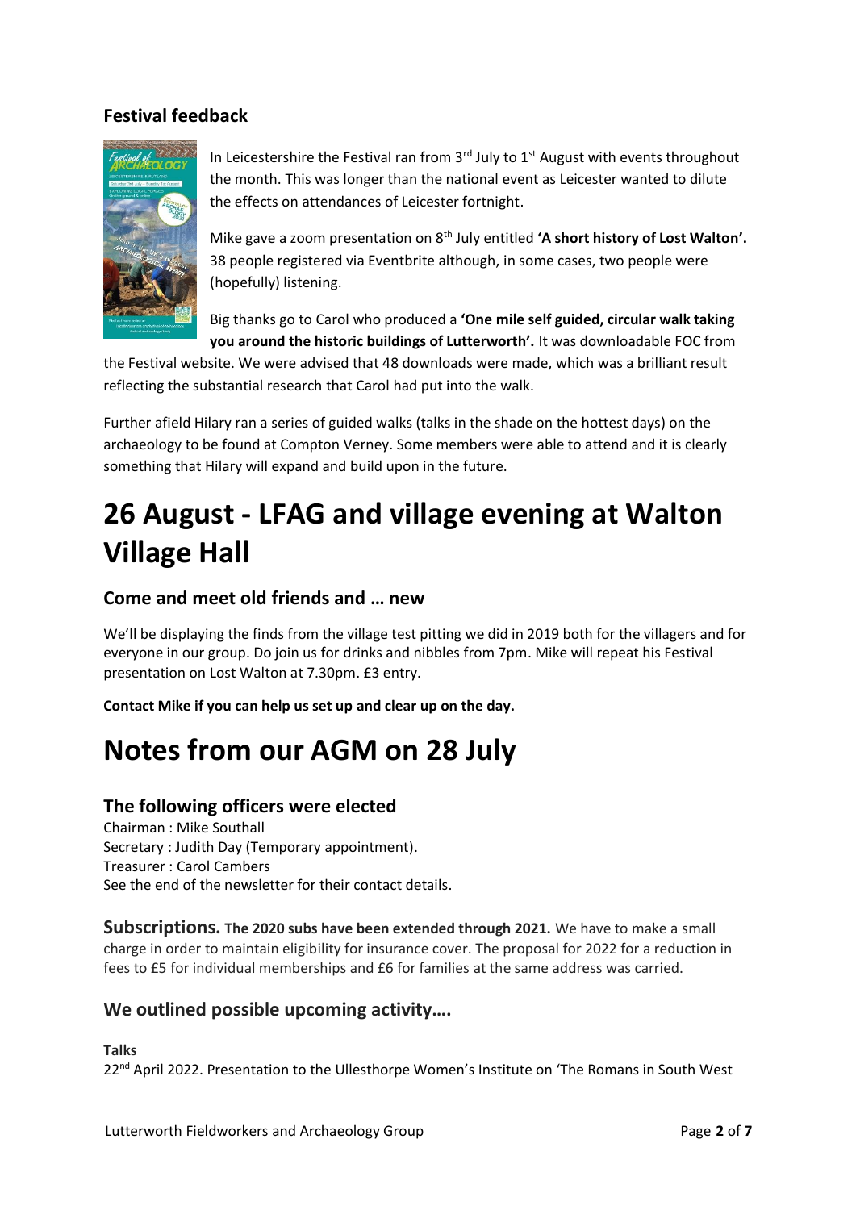## Festival feedback

In Leicestershire the Festival ran from 3rd July to 1st August with events throughout the month. This was longer than the national event as Leicester wanted to dilute the effects on attendances of Leicester fortnight.

Mike gave a zoom presentation on 8th July entitled **'A short history of Lost Walton'.** 38 people registered via Eventbrite although, in some cases, two people were (hopefully) listening.

Big thanks go to Carol who produced a **'One mile self guided, circular walk taking you around the historic buildings of Lutterworth'.** It was downloadable FOC from the Festival website. We were advised that 48 downloads were made, which was a brilliant result reflecting the substantial research that Carol had put into the walk.

Further afield Hilary ran a series of guided walks (talks in the shade on the hottest days) on the archaeology to be found at Compton Verney. Some members were able to attend and it is clearly something that Hilary will expand and build upon in the future.

# 26 August - LFAG and village evening at Walton Village Hall

## Come and meet old friends and … new

We'll be displaying the finds from the village test pitting we did in 2019 both for the villagers and for everyone in our group. Do join us for drinks and nibbles from 7pm. Mike will repeat his Festival presentation on Lost Walton at 7.30pm. £3 entry.

**Contact Mike if you can help us set up and clear up on the day.**

# Notes from our AGM on 28 July

## The following officers were elected

Chairman : Mike Southall
Secretary : Judith Day (Temporary appointment).
Treasurer : Carol Cambers
See the end of the newsletter for their contact details.

**Subscriptions. The 2020 subs have been extended through 2021.** We have to make a small charge in order to maintain eligibility for insurance cover. The proposal for 2022 for a reduction in fees to £5 for individual memberships and £6 for families at the same address was carried.

## We outlined possible upcoming activity….

**Talks**

22nd April 2022. Presentation to the Ullesthorpe Women's Institute on 'The Romans in South West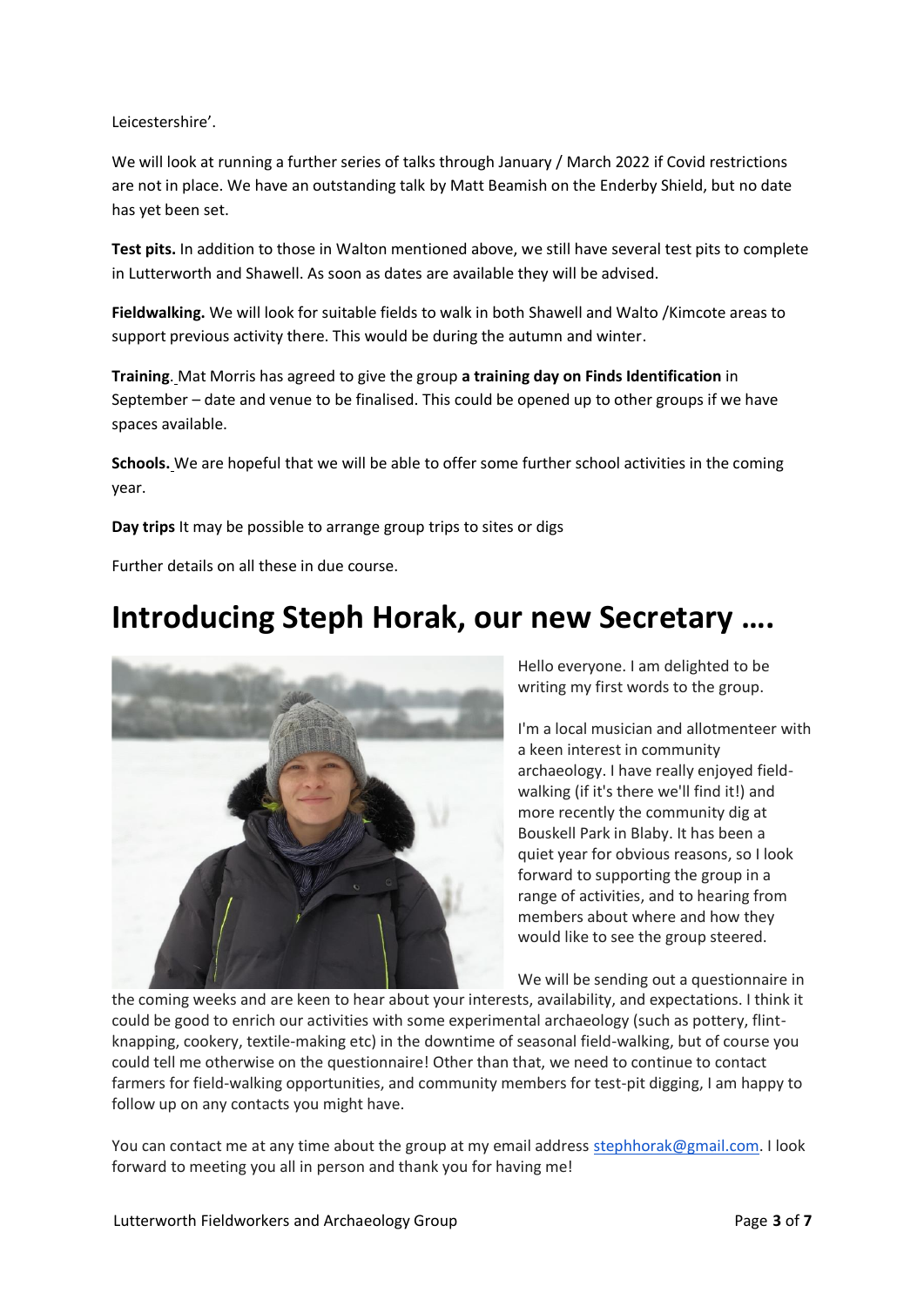Leicestershire'.

We will look at running a further series of talks through January / March 2022 if Covid restrictions are not in place. We have an outstanding talk by Matt Beamish on the Enderby Shield, but no date has yet been set.

**Test pits.** In addition to those in Walton mentioned above, we still have several test pits to complete in Lutterworth and Shawell. As soon as dates are available they will be advised.

**Fieldwalking.** We will look for suitable fields to walk in both Shawell and Walto /Kimcote areas to support previous activity there. This would be during the autumn and winter.

**Training**. Mat Morris has agreed to give the group **a training day on Finds Identification** in September – date and venue to be finalised. This could be opened up to other groups if we have spaces available.

**Schools.** We are hopeful that we will be able to offer some further school activities in the coming year.

**Day trips** It may be possible to arrange group trips to sites or digs

Further details on all these in due course.

# Introducing Steph Horak, our new Secretary ….

Hello everyone. I am delighted to be writing my first words to the group.

I'm a local musician and allotmenteer with a keen interest in community archaeology. I have really enjoyed field-walking (if it's there we'll find it!) and more recently the community dig at Bouskell Park in Blaby. It has been a quiet year for obvious reasons, so I look forward to supporting the group in a range of activities, and to hearing from members about where and how they would like to see the group steered.

We will be sending out a questionnaire in the coming weeks and are keen to hear about your interests, availability, and expectations. I think it could be good to enrich our activities with some experimental archaeology (such as pottery, flint-knapping, cookery, textile-making etc) in the downtime of seasonal field-walking, but of course you could tell me otherwise on the questionnaire! Other than that, we need to continue to contact farmers for field-walking opportunities, and community members for test-pit digging, I am happy to follow up on any contacts you might have.

You can contact me at any time about the group at my email address stephhorak@gmail.com. I look forward to meeting you all in person and thank you for having me!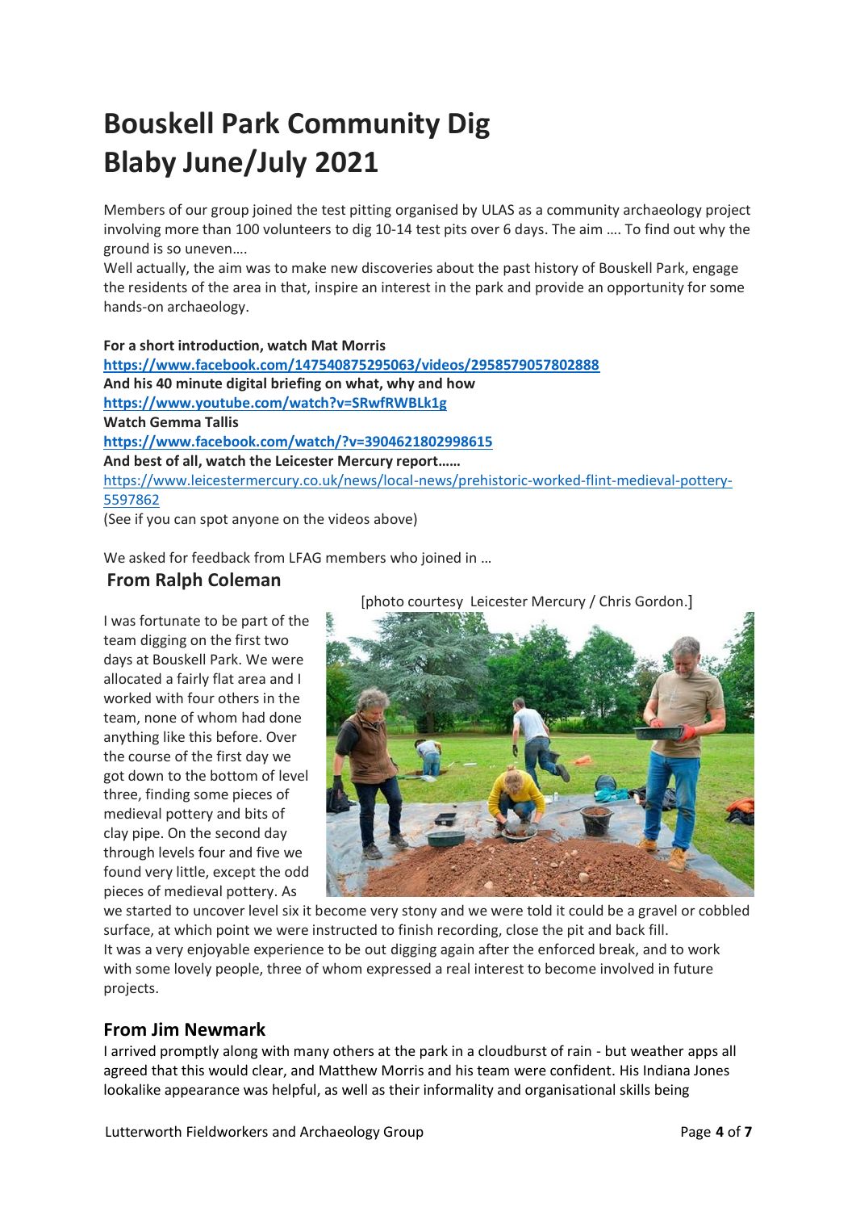# Bouskell Park Community Dig
# Blaby June/July 2021

Members of our group joined the test pitting organised by ULAS as a community archaeology project involving more than 100 volunteers to dig 10-14 test pits over 6 days. The aim …. To find out why the ground is so uneven….
Well actually, the aim was to make new discoveries about the past history of Bouskell Park, engage the residents of the area in that, inspire an interest in the park and provide an opportunity for some hands-on archaeology.

**For a short introduction, watch Mat Morris**
**https://www.facebook.com/147540875295063/videos/2958579057802888**
**And his 40 minute digital briefing on what, why and how**
**https://www.youtube.com/watch?v=SRwfRWBLk1g**
**Watch Gemma Tallis**
**https://www.facebook.com/watch/?v=3904621802998615**
**And best of all, watch the Leicester Mercury report……**
https://www.leicestermercury.co.uk/news/local-news/prehistoric-worked-flint-medieval-pottery-5597862
(See if you can spot anyone on the videos above)

We asked for feedback from LFAG members who joined in …

## From Ralph Coleman

[photo courtesy Leicester Mercury / Chris Gordon.]

I was fortunate to be part of the team digging on the first two days at Bouskell Park. We were allocated a fairly flat area and I worked with four others in the team, none of whom had done anything like this before. Over the course of the first day we got down to the bottom of level three, finding some pieces of medieval pottery and bits of clay pipe. On the second day through levels four and five we found very little, except the odd pieces of medieval pottery. As we started to uncover level six it become very stony and we were told it could be a gravel or cobbled surface, at which point we were instructed to finish recording, close the pit and back fill.
It was a very enjoyable experience to be out digging again after the enforced break, and to work with some lovely people, three of whom expressed a real interest to become involved in future projects.

## From Jim Newmark

I arrived promptly along with many others at the park in a cloudburst of rain - but weather apps all agreed that this would clear, and Matthew Morris and his team were confident. His Indiana Jones lookalike appearance was helpful, as well as their informality and organisational skills being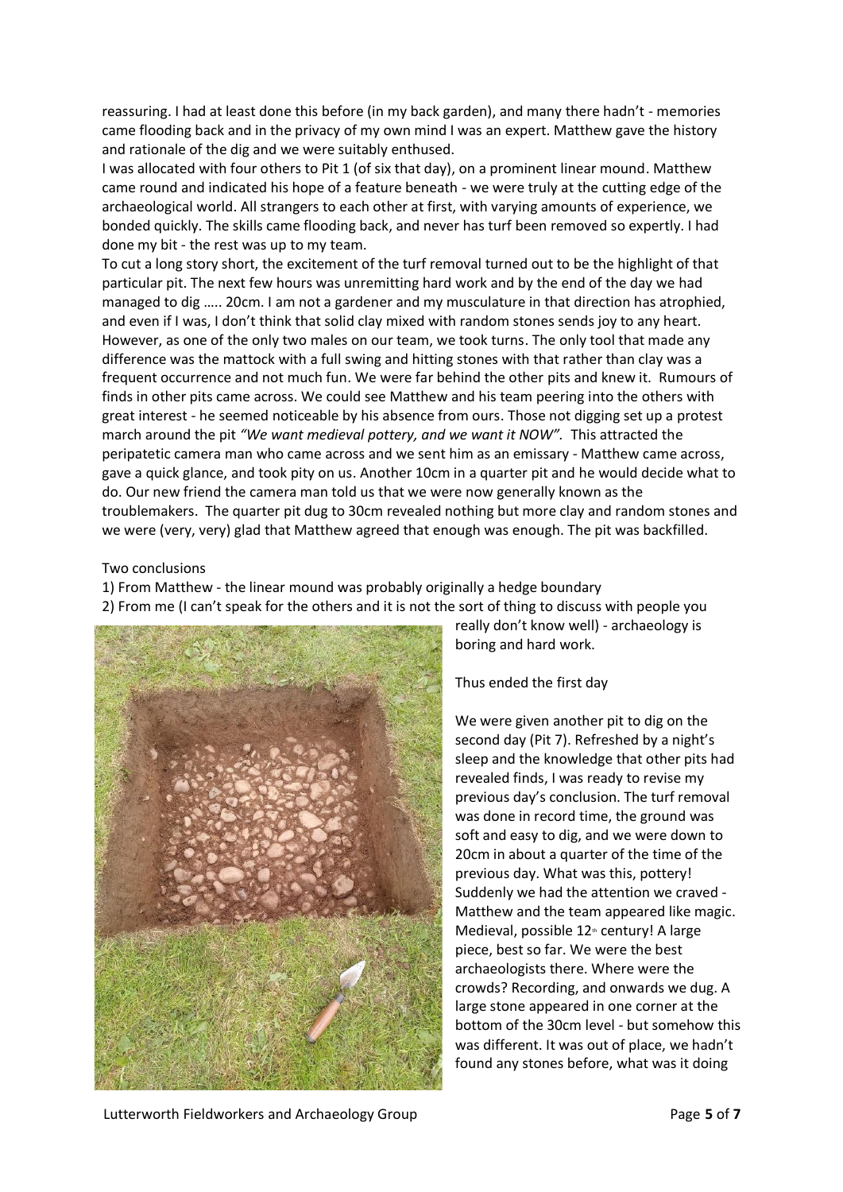reassuring. I had at least done this before (in my back garden), and many there hadn't - memories came flooding back and in the privacy of my own mind I was an expert. Matthew gave the history and rationale of the dig and we were suitably enthused.

I was allocated with four others to Pit 1 (of six that day), on a prominent linear mound. Matthew came round and indicated his hope of a feature beneath - we were truly at the cutting edge of the archaeological world. All strangers to each other at first, with varying amounts of experience, we bonded quickly. The skills came flooding back, and never has turf been removed so expertly. I had done my bit - the rest was up to my team.

To cut a long story short, the excitement of the turf removal turned out to be the highlight of that particular pit. The next few hours was unremitting hard work and by the end of the day we had managed to dig ….. 20cm. I am not a gardener and my musculature in that direction has atrophied, and even if I was, I don't think that solid clay mixed with random stones sends joy to any heart. However, as one of the only two males on our team, we took turns. The only tool that made any difference was the mattock with a full swing and hitting stones with that rather than clay was a frequent occurrence and not much fun. We were far behind the other pits and knew it. Rumours of finds in other pits came across. We could see Matthew and his team peering into the others with great interest - he seemed noticeable by his absence from ours. Those not digging set up a protest march around the pit *"We want medieval pottery, and we want it NOW".* This attracted the peripatetic camera man who came across and we sent him as an emissary - Matthew came across, gave a quick glance, and took pity on us. Another 10cm in a quarter pit and he would decide what to do. Our new friend the camera man told us that we were now generally known as the troublemakers. The quarter pit dug to 30cm revealed nothing but more clay and random stones and we were (very, very) glad that Matthew agreed that enough was enough. The pit was backfilled.

Two conclusions

1) From Matthew - the linear mound was probably originally a hedge boundary
2) From me (I can't speak for the others and it is not the sort of thing to discuss with people you really don't know well) - archaeology is boring and hard work.

Thus ended the first day

We were given another pit to dig on the second day (Pit 7). Refreshed by a night's sleep and the knowledge that other pits had revealed finds, I was ready to revise my previous day's conclusion. The turf removal was done in record time, the ground was soft and easy to dig, and we were down to 20cm in about a quarter of the time of the previous day. What was this, pottery! Suddenly we had the attention we craved - Matthew and the team appeared like magic. Medieval, possible 12th century! A large piece, best so far. We were the best archaeologists there. Where were the crowds? Recording, and onwards we dug. A large stone appeared in one corner at the bottom of the 30cm level - but somehow this was different. It was out of place, we hadn't found any stones before, what was it doing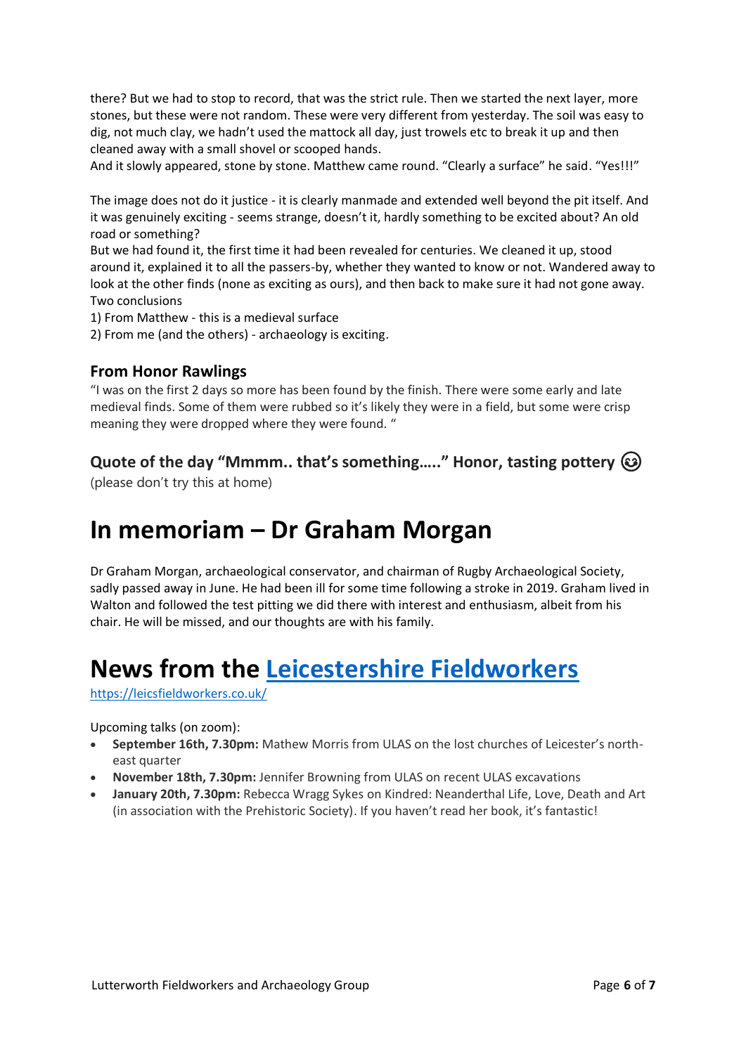there? But we had to stop to record, that was the strict rule. Then we started the next layer, more stones, but these were not random. These were very different from yesterday. The soil was easy to dig, not much clay, we hadn't used the mattock all day, just trowels etc to break it up and then cleaned away with a small shovel or scooped hands.
And it slowly appeared, stone by stone. Matthew came round. "Clearly a surface" he said. "Yes!!!"

The image does not do it justice - it is clearly manmade and extended well beyond the pit itself. And it was genuinely exciting - seems strange, doesn't it, hardly something to be excited about? An old road or something?
But we had found it, the first time it had been revealed for centuries. We cleaned it up, stood around it, explained it to all the passers-by, whether they wanted to know or not. Wandered away to look at the other finds (none as exciting as ours), and then back to make sure it had not gone away.
Two conclusions
1) From Matthew - this is a medieval surface
2) From me (and the others) - archaeology is exciting.

### From Honor Rawlings

"I was on the first 2 days so more has been found by the finish. There were some early and late medieval finds. Some of them were rubbed so it's likely they were in a field, but some were crisp meaning they were dropped where they were found. "

### Quote of the day "Mmmm.. that's something….." Honor, tasting pottery 😂

(please don't try this at home)

# In memoriam – Dr Graham Morgan

Dr Graham Morgan, archaeological conservator, and chairman of Rugby Archaeological Society, sadly passed away in June. He had been ill for some time following a stroke in 2019. Graham lived in Walton and followed the test pitting we did there with interest and enthusiasm, albeit from his chair. He will be missed, and our thoughts are with his family.

# News from the [Leicestershire Fieldworkers](https://leicsfieldworkers.co.uk/)

https://leicsfieldworkers.co.uk/

Upcoming talks (on zoom):

- **September 16th, 7.30pm:** Mathew Morris from ULAS on the lost churches of Leicester's north-east quarter
- **November 18th, 7.30pm:** Jennifer Browning from ULAS on recent ULAS excavations
- **January 20th, 7.30pm:** Rebecca Wragg Sykes on Kindred: Neanderthal Life, Love, Death and Art (in association with the Prehistoric Society). If you haven't read her book, it's fantastic!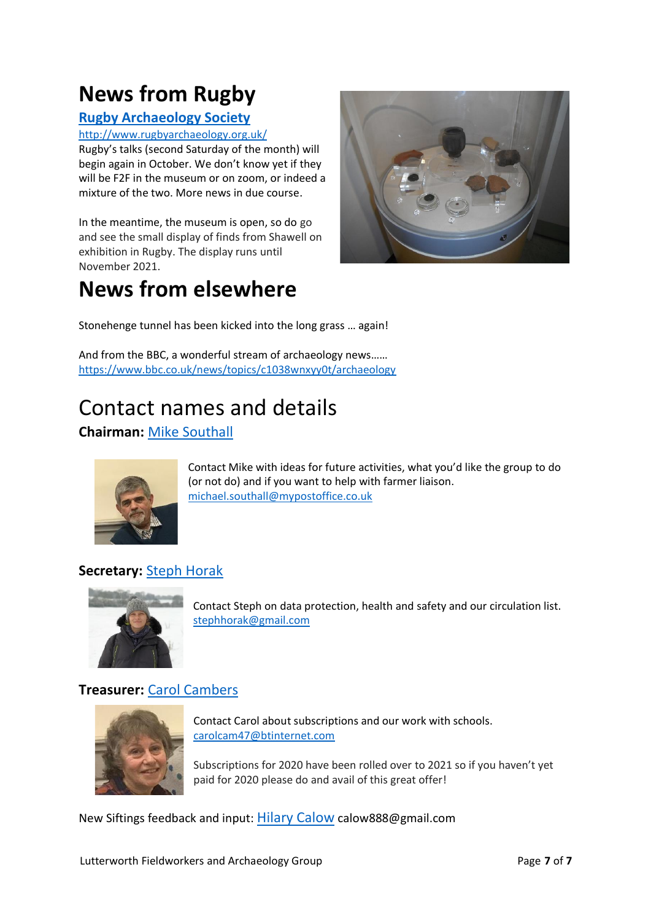# News from Rugby

## Rugby Archaeology Society

http://www.rugbyarchaeology.org.uk/

Rugby's talks (second Saturday of the month) will begin again in October. We don't know yet if they will be F2F in the museum or on zoom, or indeed a mixture of the two. More news in due course.

In the meantime, the museum is open, so do go and see the small display of finds from Shawell on exhibition in Rugby. The display runs until November 2021.

# News from elsewhere

Stonehenge tunnel has been kicked into the long grass … again!

And from the BBC, a wonderful stream of archaeology news……
https://www.bbc.co.uk/news/topics/c1038wnxyy0t/archaeology

# Contact names and details

**Chairman:** Mike Southall

Contact Mike with ideas for future activities, what you'd like the group to do (or not do) and if you want to help with farmer liaison.
michael.southall@mypostoffice.co.uk

**Secretary:** Steph Horak

Contact Steph on data protection, health and safety and our circulation list.
stephhorak@gmail.com

**Treasurer:** Carol Cambers

Contact Carol about subscriptions and our work with schools.
carolcam47@btinternet.com

Subscriptions for 2020 have been rolled over to 2021 so if you haven't yet paid for 2020 please do and avail of this great offer!

New Siftings feedback and input: Hilary Calow calow888@gmail.com